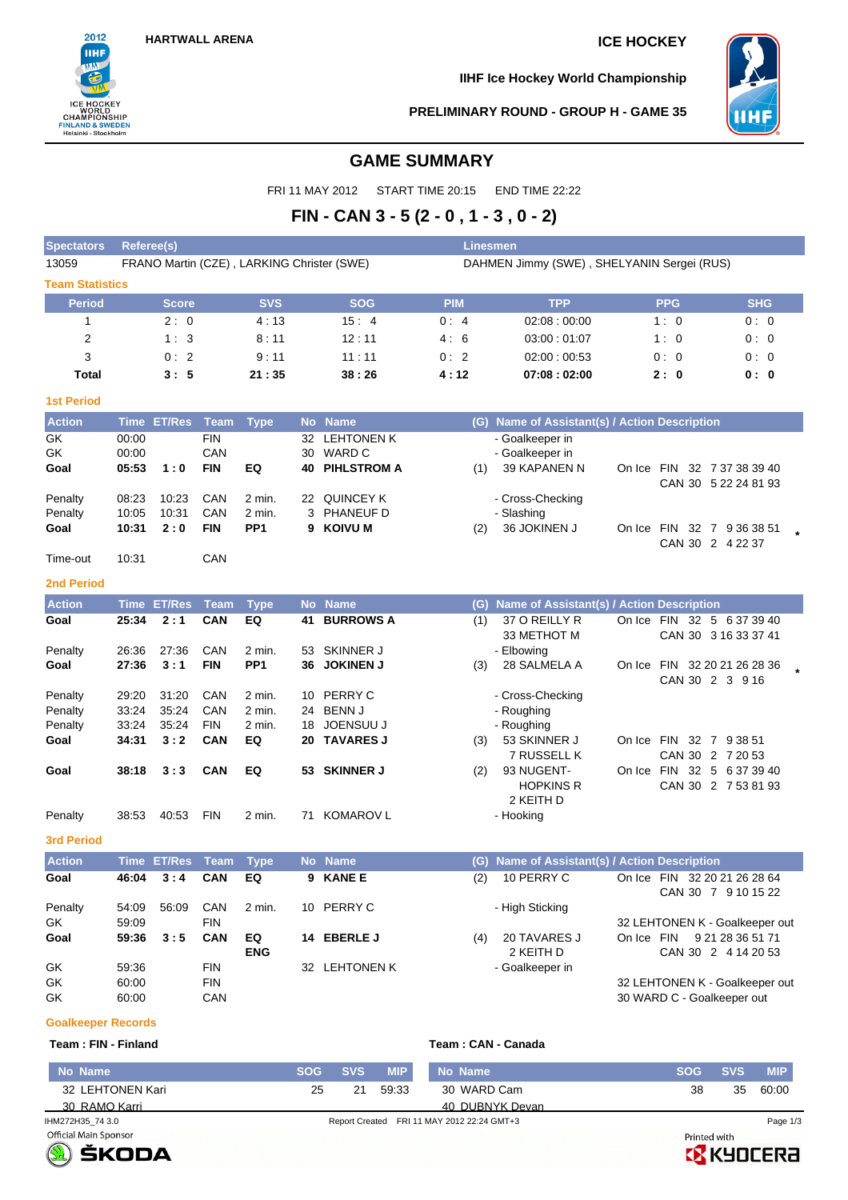HARTWALL ARENA

ICE HOCKEY

IIHF Ice Hockey World Championship

PRELIMINARY ROUND - GROUP H - GAME 35

# GAME SUMMARY

FRI 11 MAY 2012 START TIME 20:15 END TIME 22:22

## FIN - CAN 3 - 5 (2 - 0 , 1 - 3 , 0 - 2)

| Spectators | Referee(s) | Linesmen |
|---|---|---|
| 13059 | FRANO Martin (CZE) , LARKING Christer (SWE) | DAHMEN Jimmy (SWE) , SHELYANIN Sergei (RUS) |

**Team Statistics**

| Period | Score | SVS | SOG | PIM | TPP | PPG | SHG |
|---|---|---|---|---|---|---|---|
| 1 | 2 : 0 | 4 : 13 | 15 : 4 | 0 : 4 | 02:08 : 00:00 | 1 : 0 | 0 : 0 |
| 2 | 1 : 3 | 8 : 11 | 12 : 11 | 4 : 6 | 03:00 : 01:07 | 1 : 0 | 0 : 0 |
| 3 | 0 : 2 | 9 : 11 | 11 : 11 | 0 : 2 | 02:00 : 00:53 | 0 : 0 | 0 : 0 |
| **Total** | **3 : 5** | **21 : 35** | **38 : 26** | **4 : 12** | **07:08 : 02:00** | **2 : 0** | **0 : 0** |

**1st Period**

| Action | Time | ET/Res | Team | Type | No | Name | (G) | Name of Assistant(s) / Action Description | |
|---|---|---|---|---|---|---|---|---|---|
| GK | 00:00 | | FIN | | 32 | LEHTONEN K | | - Goalkeeper in | |
| GK | 00:00 | | CAN | | 30 | WARD C | | - Goalkeeper in | |
| **Goal** | **05:53** | **1 : 0** | **FIN** | **EQ** | **40** | **PIHLSTROM A** | (1) | 39 KAPANEN N | On Ice FIN 32 7 37 38 39 40 CAN 30 5 22 24 81 93 |
| Penalty | 08:23 | 10:23 | CAN | 2 min. | 22 | QUINCEY K | | - Cross-Checking | |
| Penalty | 10:05 | 10:31 | CAN | 2 min. | 3 | PHANEUF D | | - Slashing | |
| **Goal** | **10:31** | **2 : 0** | **FIN** | **PP1** | **9** | **KOIVU M** | (2) | 36 JOKINEN J | On Ice FIN 32 7 9 36 38 51 CAN 30 2 4 22 37 * |
| Time-out | 10:31 | | CAN | | | | | | |

**2nd Period**

| Action | Time | ET/Res | Team | Type | No | Name | (G) | Name of Assistant(s) / Action Description | |
|---|---|---|---|---|---|---|---|---|---|
| **Goal** | **25:34** | **2 : 1** | **CAN** | **EQ** | **41** | **BURROWS A** | (1) | 37 O REILLY R 33 METHOT M | On Ice FIN 32 5 6 37 39 40 CAN 30 3 16 33 37 41 |
| Penalty | 26:36 | 27:36 | CAN | 2 min. | 53 | SKINNER J | | - Elbowing | |
| **Goal** | **27:36** | **3 : 1** | **FIN** | **PP1** | **36** | **JOKINEN J** | (3) | 28 SALMELA A | On Ice FIN 32 20 21 26 28 36 CAN 30 2 3 9 16 * |
| Penalty | 29:20 | 31:20 | CAN | 2 min. | 10 | PERRY C | | - Cross-Checking | |
| Penalty | 33:24 | 35:24 | CAN | 2 min. | 24 | BENN J | | - Roughing | |
| Penalty | 33:24 | 35:24 | FIN | 2 min. | 18 | JOENSUU J | | - Roughing | |
| **Goal** | **34:31** | **3 : 2** | **CAN** | **EQ** | **20** | **TAVARES J** | (3) | 53 SKINNER J 7 RUSSELL K | On Ice FIN 32 7 9 38 51 CAN 30 2 7 20 53 |
| **Goal** | **38:18** | **3 : 3** | **CAN** | **EQ** | **53** | **SKINNER J** | (2) | 93 NUGENT-HOPKINS R 2 KEITH D | On Ice FIN 32 5 6 37 39 40 CAN 30 2 7 53 81 93 |
| Penalty | 38:53 | 40:53 | FIN | 2 min. | 71 | KOMAROV L | | - Hooking | |

**3rd Period**

| Action | Time | ET/Res | Team | Type | No | Name | (G) | Name of Assistant(s) / Action Description | |
|---|---|---|---|---|---|---|---|---|---|
| **Goal** | **46:04** | **3 : 4** | **CAN** | **EQ** | **9** | **KANE E** | (2) | 10 PERRY C | On Ice FIN 32 20 21 26 28 64 CAN 30 7 9 10 15 22 |
| Penalty | 54:09 | 56:09 | CAN | 2 min. | 10 | PERRY C | | - High Sticking | |
| GK | 59:09 | | FIN | | | | | | 32 LEHTONEN K - Goalkeeper out |
| **Goal** | **59:36** | **3 : 5** | **CAN** | **EQ ENG** | **14** | **EBERLE J** | (4) | 20 TAVARES J 2 KEITH D | On Ice FIN 9 21 28 36 51 71 CAN 30 2 4 14 20 53 |
| GK | 59:36 | | FIN | | 32 | LEHTONEN K | | - Goalkeeper in | |
| GK | 60:00 | | FIN | | | | | | 32 LEHTONEN K - Goalkeeper out |
| GK | 60:00 | | CAN | | | | | | 30 WARD C - Goalkeeper out |

**Goalkeeper Records**

**Team : FIN - Finland**

| No Name | SOG | SVS | MIP |
|---|---|---|---|
| 32 LEHTONEN Kari | 25 | 21 | 59:33 |
| 30 RAMO Karri | | | |

**Team : CAN - Canada**

| No Name | SOG | SVS | MIP |
|---|---|---|---|
| 30 WARD Cam | 38 | 35 | 60:00 |
| 40 DUBNYK Devan | | | |

IHM272H35_74 3.0 Report Created FRI 11 MAY 2012 22:24 GMT+3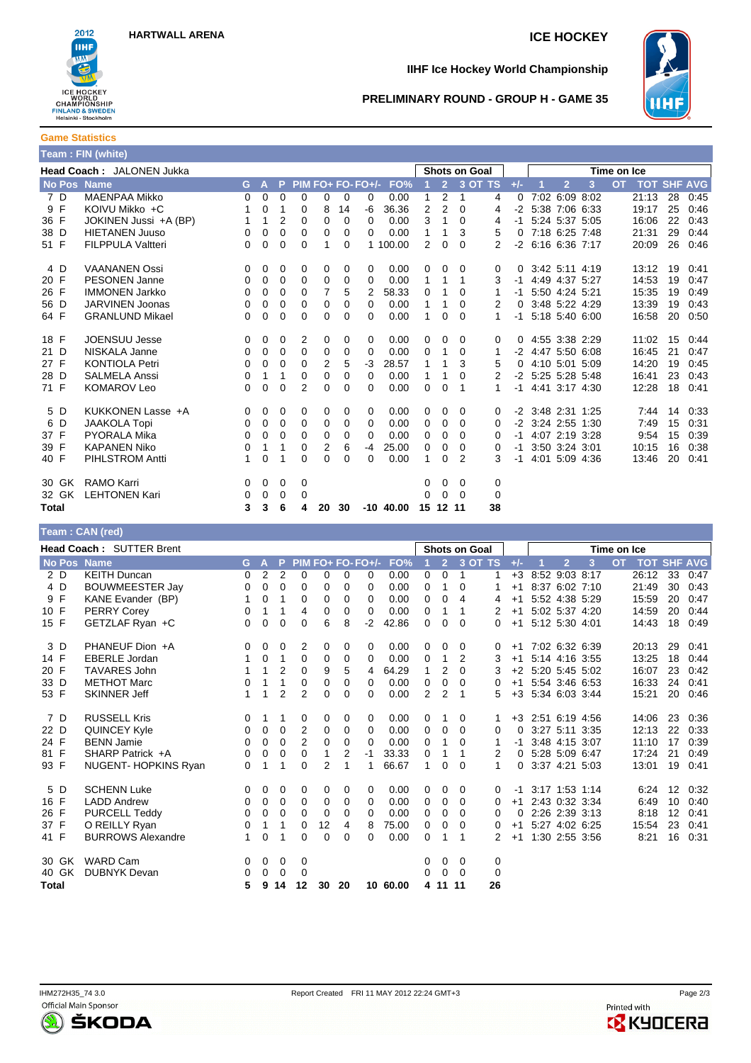HARTWALL ARENA

ICE HOCKEY

**IIHF Ice Hockey World Championship**

**PRELIMINARY ROUND - GROUP H - GAME 35**

## Game Statistics

### Team : FIN (white)

**Head Coach :** JALONEN Jukka

| No | Pos | Name | G | A | P | PIM | FO+ | FO- | FO+/- | FO% | SOG 1 | SOG 2 | SOG 3 | SOG OT | SOG TS | +/- | TOI 1 | TOI 2 | TOI 3 | TOI OT | TOT | SHF | AVG |
|---|---|---|---|---|---|---|---|---|---|---|---|---|---|---|---|---|---|---|---|---|---|---|---|
| 7 | D | MAENPAA Mikko | 0 | 0 | 0 | 0 | 0 | 0 | 0 | 0.00 | 1 | 2 | 1 | | 4 | 0 | 7:02 | 6:09 | 8:02 | | 21:13 | 28 | 0:45 |
| 9 | F | KOIVU Mikko +C | 1 | 0 | 1 | 0 | 8 | 14 | -6 | 36.36 | 2 | 2 | 0 | | 4 | -2 | 5:38 | 7:06 | 6:33 | | 19:17 | 25 | 0:46 |
| 36 | F | JOKINEN Jussi +A (BP) | 1 | 1 | 2 | 0 | 0 | 0 | 0 | 0.00 | 3 | 1 | 0 | | 4 | -1 | 5:24 | 5:37 | 5:05 | | 16:06 | 22 | 0:43 |
| 38 | D | HIETANEN Juuso | 0 | 0 | 0 | 0 | 0 | 0 | 0 | 0.00 | 1 | 1 | 3 | | 5 | 0 | 7:18 | 6:25 | 7:48 | | 21:31 | 29 | 0:44 |
| 51 | F | FILPPULA Valtteri | 0 | 0 | 0 | 0 | 1 | 0 | 1 | 100.00 | 2 | 0 | 0 | | 2 | -2 | 6:16 | 6:36 | 7:17 | | 20:09 | 26 | 0:46 |
| 4 | D | VAANANEN Ossi | 0 | 0 | 0 | 0 | 0 | 0 | 0 | 0.00 | 0 | 0 | 0 | | 0 | 0 | 3:42 | 5:11 | 4:19 | | 13:12 | 19 | 0:41 |
| 20 | F | PESONEN Janne | 0 | 0 | 0 | 0 | 0 | 0 | 0 | 0.00 | 1 | 1 | 1 | | 3 | -1 | 4:49 | 4:37 | 5:27 | | 14:53 | 19 | 0:47 |
| 26 | F | IMMONEN Jarkko | 0 | 0 | 0 | 0 | 7 | 5 | 2 | 58.33 | 0 | 1 | 0 | | 1 | -1 | 5:50 | 4:24 | 5:21 | | 15:35 | 19 | 0:49 |
| 56 | D | JARVINEN Joonas | 0 | 0 | 0 | 0 | 0 | 0 | 0 | 0.00 | 1 | 1 | 0 | | 2 | 0 | 3:48 | 5:22 | 4:29 | | 13:39 | 19 | 0:43 |
| 64 | F | GRANLUND Mikael | 0 | 0 | 0 | 0 | 0 | 0 | 0 | 0.00 | 1 | 0 | 0 | | 1 | -1 | 5:18 | 5:40 | 6:00 | | 16:58 | 20 | 0:50 |
| 18 | F | JOENSUU Jesse | 0 | 0 | 0 | 2 | 0 | 0 | 0 | 0.00 | 0 | 0 | 0 | | 0 | 0 | 4:55 | 3:38 | 2:29 | | 11:02 | 15 | 0:44 |
| 21 | D | NISKALA Janne | 0 | 0 | 0 | 0 | 0 | 0 | 0 | 0.00 | 0 | 1 | 0 | | 1 | -2 | 4:47 | 5:50 | 6:08 | | 16:45 | 21 | 0:47 |
| 27 | F | KONTIOLA Petri | 0 | 0 | 0 | 0 | 2 | 5 | -3 | 28.57 | 1 | 1 | 3 | | 5 | 0 | 4:10 | 5:01 | 5:09 | | 14:20 | 19 | 0:45 |
| 28 | D | SALMELA Anssi | 0 | 1 | 1 | 0 | 0 | 0 | 0 | 0.00 | 1 | 1 | 0 | | 2 | -2 | 5:25 | 5:28 | 5:48 | | 16:41 | 23 | 0:43 |
| 71 | F | KOMAROV Leo | 0 | 0 | 0 | 2 | 0 | 0 | 0 | 0.00 | 0 | 0 | 1 | | 1 | -1 | 4:41 | 3:17 | 4:30 | | 12:28 | 18 | 0:41 |
| 5 | D | KUKKONEN Lasse +A | 0 | 0 | 0 | 0 | 0 | 0 | 0 | 0.00 | 0 | 0 | 0 | | 0 | -2 | 3:48 | 2:31 | 1:25 | | 7:44 | 14 | 0:33 |
| 6 | D | JAAKOLA Topi | 0 | 0 | 0 | 0 | 0 | 0 | 0 | 0.00 | 0 | 0 | 0 | | 0 | -2 | 3:24 | 2:55 | 1:30 | | 7:49 | 15 | 0:31 |
| 37 | F | PYORALA Mika | 0 | 0 | 0 | 0 | 0 | 0 | 0 | 0.00 | 0 | 0 | 0 | | 0 | -1 | 4:07 | 2:19 | 3:28 | | 9:54 | 15 | 0:39 |
| 39 | F | KAPANEN Niko | 0 | 1 | 1 | 0 | 2 | 6 | -4 | 25.00 | 0 | 0 | 0 | | 0 | -1 | 3:50 | 3:24 | 3:01 | | 10:15 | 16 | 0:38 |
| 40 | F | PIHLSTROM Antti | 1 | 0 | 1 | 0 | 0 | 0 | 0 | 0.00 | 1 | 0 | 2 | | 3 | -1 | 4:01 | 5:09 | 4:36 | | 13:46 | 20 | 0:41 |
| 30 | GK | RAMO Karri | 0 | 0 | 0 | 0 | | | | | 0 | 0 | 0 | | 0 | | | | | | | | |
| 32 | GK | LEHTONEN Kari | 0 | 0 | 0 | 0 | | | | | 0 | 0 | 0 | | 0 | | | | | | | | |
| **Total** | | | **3** | **3** | **6** | **4** | **20** | **30** | **-10** | **40.00** | **15** | **12** | **11** | | **38** | | | | | | | | |

### Team : CAN (red)

**Head Coach :** SUTTER Brent

| No | Pos | Name | G | A | P | PIM | FO+ | FO- | FO+/- | FO% | SOG 1 | SOG 2 | SOG 3 | SOG OT | SOG TS | +/- | TOI 1 | TOI 2 | TOI 3 | TOI OT | TOT | SHF | AVG |
|---|---|---|---|---|---|---|---|---|---|---|---|---|---|---|---|---|---|---|---|---|---|---|---|
| 2 | D | KEITH Duncan | 0 | 2 | 2 | 0 | 0 | 0 | 0 | 0.00 | 0 | 0 | 1 | | 1 | +3 | 8:52 | 9:03 | 8:17 | | 26:12 | 33 | 0:47 |
| 4 | D | BOUWMEESTER Jay | 0 | 0 | 0 | 0 | 0 | 0 | 0 | 0.00 | 0 | 1 | 0 | | 1 | +1 | 8:37 | 6:02 | 7:10 | | 21:49 | 30 | 0:43 |
| 9 | F | KANE Evander (BP) | 1 | 0 | 1 | 0 | 0 | 0 | 0 | 0.00 | 0 | 0 | 4 | | 4 | +1 | 5:52 | 4:38 | 5:29 | | 15:59 | 20 | 0:47 |
| 10 | F | PERRY Corey | 0 | 1 | 1 | 4 | 0 | 0 | 0 | 0.00 | 0 | 1 | 1 | | 2 | +1 | 5:02 | 5:37 | 4:20 | | 14:59 | 20 | 0:44 |
| 15 | F | GETZLAF Ryan +C | 0 | 0 | 0 | 0 | 6 | 8 | -2 | 42.86 | 0 | 0 | 0 | | 0 | +1 | 5:12 | 5:30 | 4:01 | | 14:43 | 18 | 0:49 |
| 3 | D | PHANEUF Dion +A | 0 | 0 | 0 | 2 | 0 | 0 | 0 | 0.00 | 0 | 0 | 0 | | 0 | +1 | 7:02 | 6:32 | 6:39 | | 20:13 | 29 | 0:41 |
| 14 | F | EBERLE Jordan | 1 | 0 | 1 | 0 | 0 | 0 | 0 | 0.00 | 0 | 1 | 2 | | 3 | +1 | 5:14 | 4:16 | 3:55 | | 13:25 | 18 | 0:44 |
| 20 | F | TAVARES John | 1 | 1 | 2 | 0 | 9 | 5 | 4 | 64.29 | 1 | 2 | 0 | | 3 | +2 | 5:20 | 5:45 | 5:02 | | 16:07 | 23 | 0:42 |
| 33 | D | METHOT Marc | 0 | 1 | 1 | 0 | 0 | 0 | 0 | 0.00 | 0 | 0 | 0 | | 0 | +1 | 5:54 | 3:46 | 6:53 | | 16:33 | 24 | 0:41 |
| 53 | F | SKINNER Jeff | 1 | 1 | 2 | 2 | 0 | 0 | 0 | 0.00 | 2 | 2 | 1 | | 5 | +3 | 5:34 | 6:03 | 3:44 | | 15:21 | 20 | 0:46 |
| 7 | D | RUSSELL Kris | 0 | 1 | 1 | 0 | 0 | 0 | 0 | 0.00 | 0 | 1 | 0 | | 1 | +3 | 2:51 | 6:19 | 4:56 | | 14:06 | 23 | 0:36 |
| 22 | D | QUINCEY Kyle | 0 | 0 | 0 | 2 | 0 | 0 | 0 | 0.00 | 0 | 0 | 0 | | 0 | 0 | 3:27 | 5:11 | 3:35 | | 12:13 | 22 | 0:33 |
| 24 | F | BENN Jamie | 0 | 0 | 0 | 2 | 0 | 0 | 0 | 0.00 | 0 | 1 | 0 | | 1 | -1 | 3:48 | 4:15 | 3:07 | | 11:10 | 17 | 0:39 |
| 81 | F | SHARP Patrick +A | 0 | 0 | 0 | 0 | 1 | 2 | -1 | 33.33 | 0 | 1 | 1 | | 2 | 0 | 5:28 | 5:09 | 6:47 | | 17:24 | 21 | 0:49 |
| 93 | F | NUGENT- HOPKINS Ryan | 0 | 1 | 1 | 0 | 2 | 1 | 1 | 66.67 | 1 | 0 | 0 | | 1 | 0 | 3:37 | 4:21 | 5:03 | | 13:01 | 19 | 0:41 |
| 5 | D | SCHENN Luke | 0 | 0 | 0 | 0 | 0 | 0 | 0 | 0.00 | 0 | 0 | 0 | | 0 | -1 | 3:17 | 1:53 | 1:14 | | 6:24 | 12 | 0:32 |
| 16 | F | LADD Andrew | 0 | 0 | 0 | 0 | 0 | 0 | 0 | 0.00 | 0 | 0 | 0 | | 0 | +1 | 2:43 | 0:32 | 3:34 | | 6:49 | 10 | 0:40 |
| 26 | F | PURCELL Teddy | 0 | 0 | 0 | 0 | 0 | 0 | 0 | 0.00 | 0 | 0 | 0 | | 0 | 0 | 2:26 | 2:39 | 3:13 | | 8:18 | 12 | 0:41 |
| 37 | F | O REILLY Ryan | 0 | 1 | 1 | 0 | 12 | 4 | 8 | 75.00 | 0 | 0 | 0 | | 0 | +1 | 5:27 | 4:02 | 6:25 | | 15:54 | 23 | 0:41 |
| 41 | F | BURROWS Alexandre | 1 | 0 | 1 | 0 | 0 | 0 | 0 | 0.00 | 0 | 1 | 1 | | 2 | +1 | 1:30 | 2:55 | 3:56 | | 8:21 | 16 | 0:31 |
| 30 | GK | WARD Cam | 0 | 0 | 0 | 0 | | | | | 0 | 0 | 0 | | 0 | | | | | | | | |
| 40 | GK | DUBNYK Devan | 0 | 0 | 0 | 0 | | | | | 0 | 0 | 0 | | 0 | | | | | | | | |
| **Total** | | | **5** | **9** | **14** | **12** | **30** | **20** | **10** | **60.00** | **4** | **11** | **11** | | **26** | | | | | | | | |

IHM272H35_74 3.0 Report Created FRI 11 MAY 2012 22:24 GMT+3

Official Main Sponsor ŠKODA

Printed with KYOCERA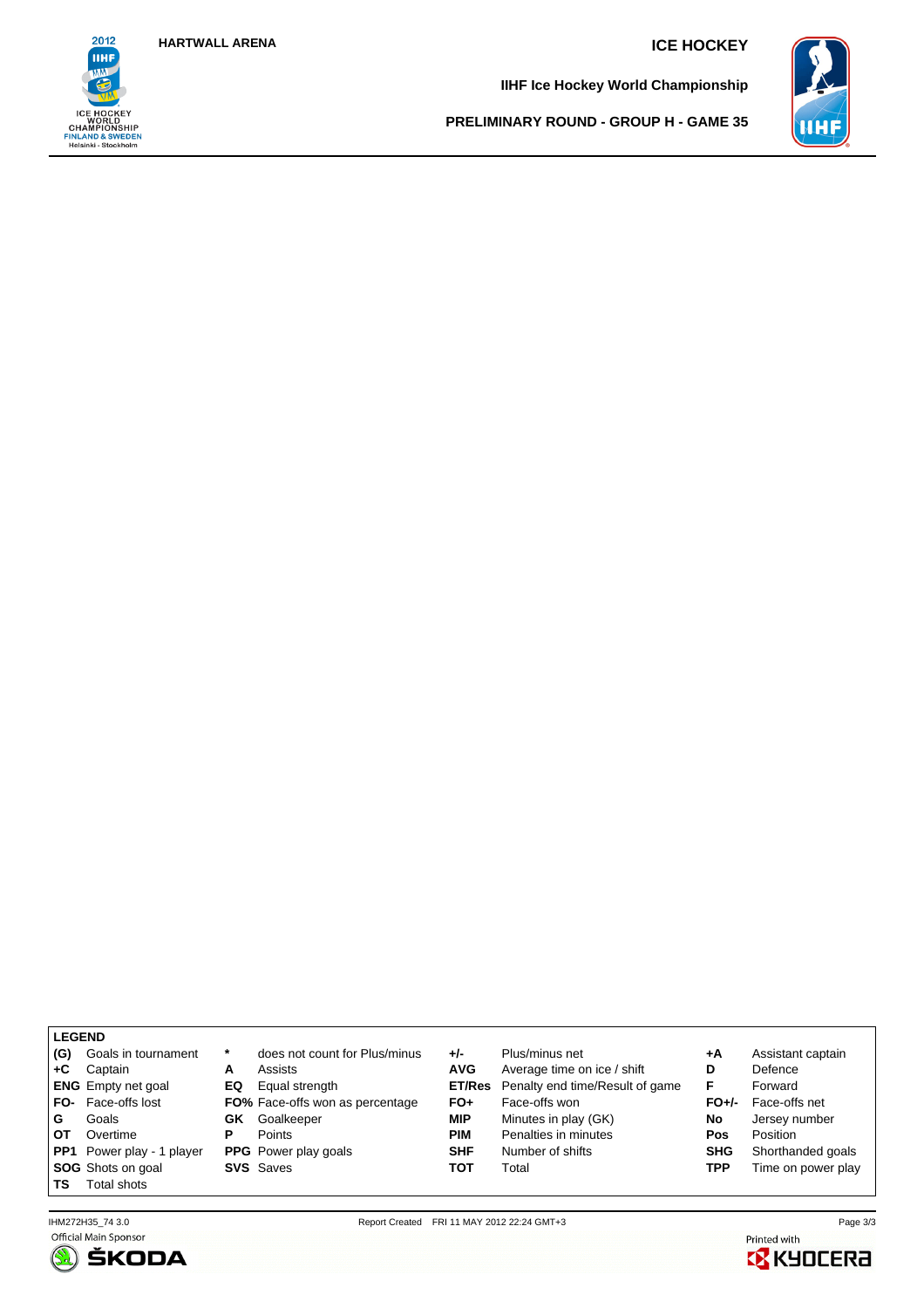| LEGEND | | | | | | | |
|---|---|---|---|---|---|---|---|
| (G) | Goals in tournament | * | does not count for Plus/minus | +/- | Plus/minus net | +A | Assistant captain |
| +C | Captain | A | Assists | AVG | Average time on ice / shift | D | Defence |
| ENG | Empty net goal | EQ | Equal strength | ET/Res | Penalty end time/Result of game | F | Forward |
| FO- | Face-offs lost | FO% | Face-offs won as percentage | FO+ | Face-offs won | FO+/- | Face-offs net |
| G | Goals | GK | Goalkeeper | MIP | Minutes in play (GK) | No | Jersey number |
| OT | Overtime | P | Points | PIM | Penalties in minutes | Pos | Position |
| PP1 | Power play - 1 player | PPG | Power play goals | SHF | Number of shifts | SHG | Shorthanded goals |
| SOG | Shots on goal | SVS | Saves | TOT | Total | TPP | Time on power play |
| TS | Total shots | | | | | | |

IHM272H35_74 3.0

Report Created FRI 11 MAY 2012 22:24 GMT+3